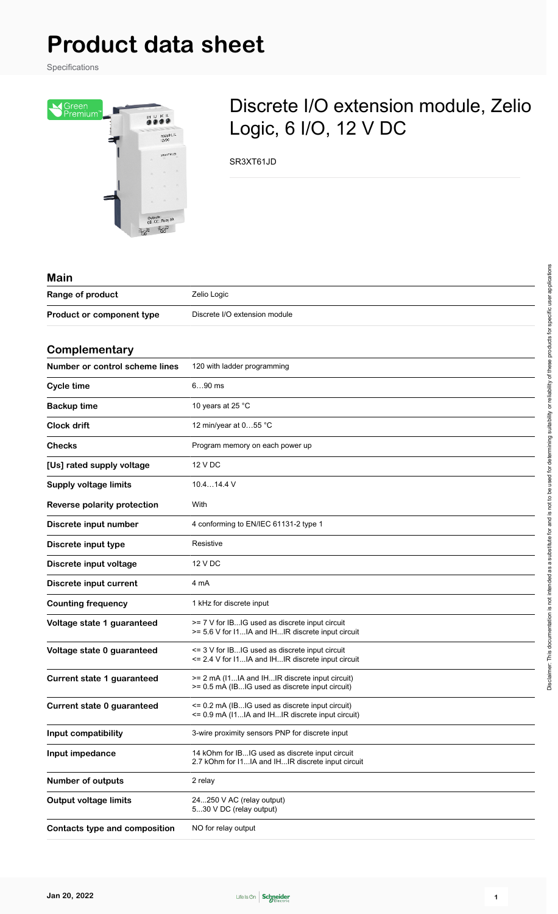# Product data sheet

Specifications

## Discrete I/O extension module, Zelio Logic, 6 I/O, 12 V DC

SR3XT61JD

### Main

| | |
|---|---|
| **Range of product** | Zelio Logic |
| **Product or component type** | Discrete I/O extension module |

### Complementary

| | |
|---|---|
| **Number or control scheme lines** | 120 with ladder programming |
| **Cycle time** | 6…90 ms |
| **Backup time** | 10 years at 25 °C |
| **Clock drift** | 12 min/year at 0…55 °C |
| **Checks** | Program memory on each power up |
| **[Us] rated supply voltage** | 12 V DC |
| **Supply voltage limits** | 10.4…14.4 V |
| **Reverse polarity protection** | With |
| **Discrete input number** | 4 conforming to EN/IEC 61131-2 type 1 |
| **Discrete input type** | Resistive |
| **Discrete input voltage** | 12 V DC |
| **Discrete input current** | 4 mA |
| **Counting frequency** | 1 kHz for discrete input |
| **Voltage state 1 guaranteed** | >= 7 V for IB...IG used as discrete input circuit<br>>= 5.6 V for I1...IA and IH...IR discrete input circuit |
| **Voltage state 0 guaranteed** | <= 3 V for IB...IG used as discrete input circuit<br><= 2.4 V for I1...IA and IH...IR discrete input circuit |
| **Current state 1 guaranteed** | >= 2 mA (I1...IA and IH...IR discrete input circuit)<br>>= 0.5 mA (IB...IG used as discrete input circuit) |
| **Current state 0 guaranteed** | <= 0.2 mA (IB...IG used as discrete input circuit)<br><= 0.9 mA (I1...IA and IH...IR discrete input circuit) |
| **Input compatibility** | 3-wire proximity sensors PNP for discrete input |
| **Input impedance** | 14 kOhm for IB...IG used as discrete input circuit<br>2.7 kOhm for I1...IA and IH...IR discrete input circuit |
| **Number of outputs** | 2 relay |
| **Output voltage limits** | 24...250 V AC (relay output)<br>5...30 V DC (relay output) |
| **Contacts type and composition** | NO for relay output |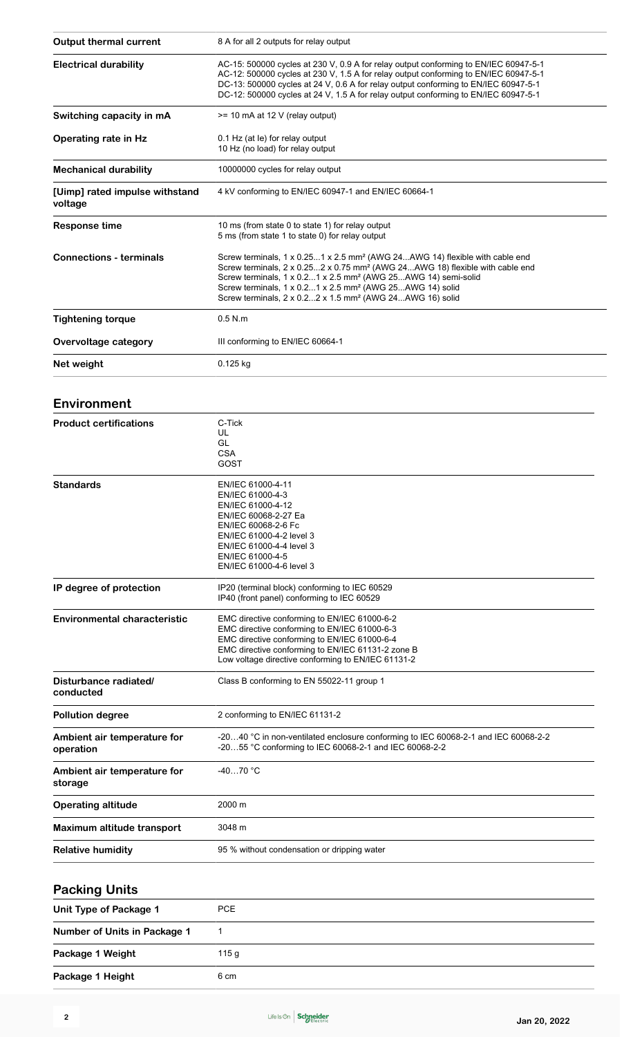| | |
|---|---|
| **Output thermal current** | 8 A for all 2 outputs for relay output |
| **Electrical durability** | AC-15: 500000 cycles at 230 V, 0.9 A for relay output conforming to EN/IEC 60947-5-1<br>AC-12: 500000 cycles at 230 V, 1.5 A for relay output conforming to EN/IEC 60947-5-1<br>DC-13: 500000 cycles at 24 V, 0.6 A for relay output conforming to EN/IEC 60947-5-1<br>DC-12: 500000 cycles at 24 V, 1.5 A for relay output conforming to EN/IEC 60947-5-1 |
| **Switching capacity in mA** | >= 10 mA at 12 V (relay output) |
| **Operating rate in Hz** | 0.1 Hz (at Ie) for relay output<br>10 Hz (no load) for relay output |
| **Mechanical durability** | 10000000 cycles for relay output |
| **[Uimp] rated impulse withstand voltage** | 4 kV conforming to EN/IEC 60947-1 and EN/IEC 60664-1 |
| **Response time** | 10 ms (from state 0 to state 1) for relay output<br>5 ms (from state 1 to state 0) for relay output |
| **Connections - terminals** | Screw terminals, 1 x 0.25...1 x 2.5 mm² (AWG 24...AWG 14) flexible with cable end<br>Screw terminals, 2 x 0.25...2 x 0.75 mm² (AWG 24...AWG 18) flexible with cable end<br>Screw terminals, 1 x 0.2...1 x 2.5 mm² (AWG 25...AWG 14) semi-solid<br>Screw terminals, 1 x 0.2...1 x 2.5 mm² (AWG 25...AWG 14) solid<br>Screw terminals, 2 x 0.2...2 x 1.5 mm² (AWG 24...AWG 16) solid |
| **Tightening torque** | 0.5 N.m |
| **Overvoltage category** | III conforming to EN/IEC 60664-1 |
| **Net weight** | 0.125 kg |

## Environment

| | |
|---|---|
| **Product certifications** | C-Tick<br>UL<br>GL<br>CSA<br>GOST |
| **Standards** | EN/IEC 61000-4-11<br>EN/IEC 61000-4-3<br>EN/IEC 61000-4-12<br>EN/IEC 60068-2-27 Ea<br>EN/IEC 60068-2-6 Fc<br>EN/IEC 61000-4-2 level 3<br>EN/IEC 61000-4-4 level 3<br>EN/IEC 61000-4-5<br>EN/IEC 61000-4-6 level 3 |
| **IP degree of protection** | IP20 (terminal block) conforming to IEC 60529<br>IP40 (front panel) conforming to IEC 60529 |
| **Environmental characteristic** | EMC directive conforming to EN/IEC 61000-6-2<br>EMC directive conforming to EN/IEC 61000-6-3<br>EMC directive conforming to EN/IEC 61000-6-4<br>EMC directive conforming to EN/IEC 61131-2 zone B<br>Low voltage directive conforming to EN/IEC 61131-2 |
| **Disturbance radiated/ conducted** | Class B conforming to EN 55022-11 group 1 |
| **Pollution degree** | 2 conforming to EN/IEC 61131-2 |
| **Ambient air temperature for operation** | -20…40 °C in non-ventilated enclosure conforming to IEC 60068-2-1 and IEC 60068-2-2<br>-20…55 °C conforming to IEC 60068-2-1 and IEC 60068-2-2 |
| **Ambient air temperature for storage** | -40…70 °C |
| **Operating altitude** | 2000 m |
| **Maximum altitude transport** | 3048 m |
| **Relative humidity** | 95 % without condensation or dripping water |

## Packing Units

| | |
|---|---|
| **Unit Type of Package 1** | PCE |
| **Number of Units in Package 1** | 1 |
| **Package 1 Weight** | 115 g |
| **Package 1 Height** | 6 cm |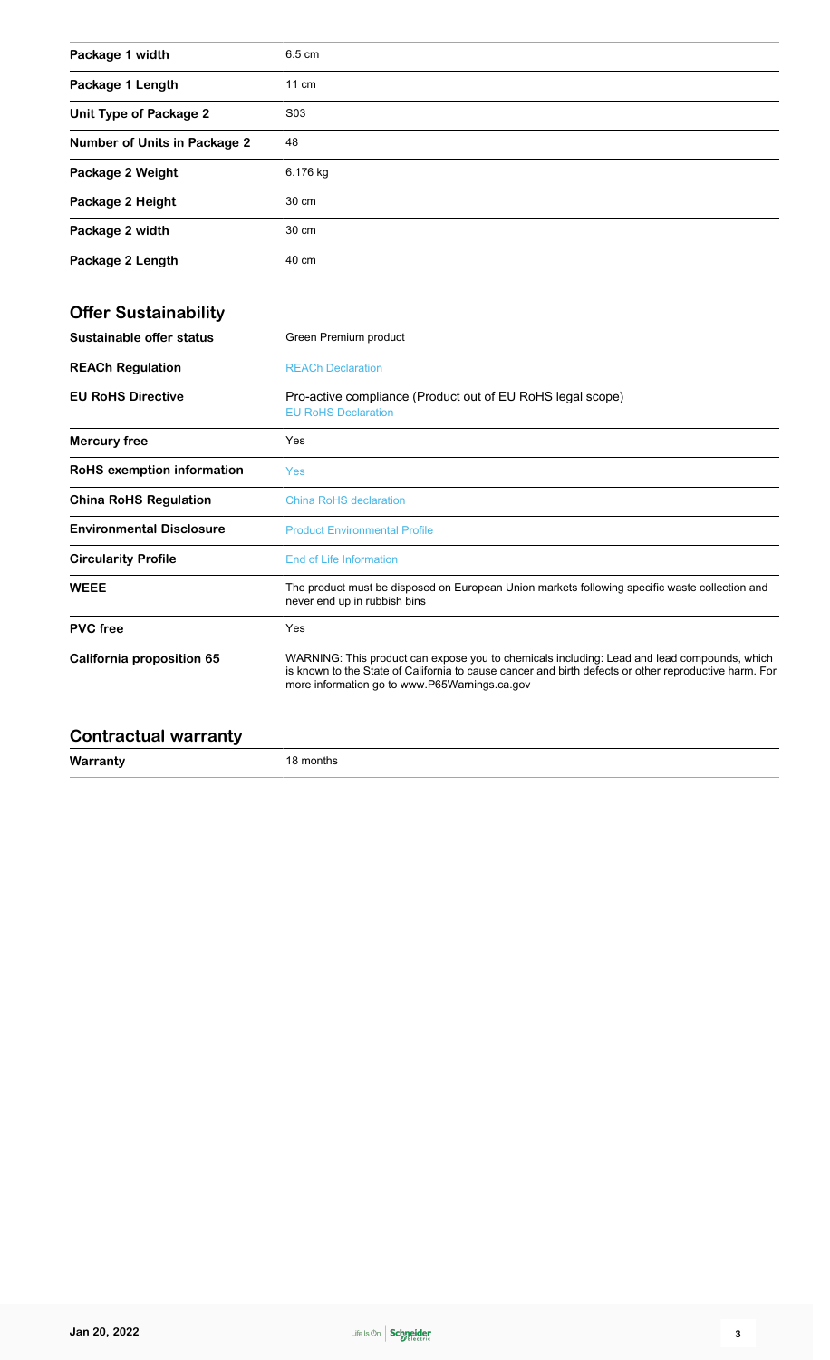| Package 1 width | 6.5 cm |
| --- | --- |
| Package 1 Length | 11 cm |
| Unit Type of Package 2 | S03 |
| Number of Units in Package 2 | 48 |
| Package 2 Weight | 6.176 kg |
| Package 2 Height | 30 cm |
| Package 2 width | 30 cm |
| Package 2 Length | 40 cm |

## Offer Sustainability

| Sustainable offer status | Green Premium product |
| --- | --- |
| REACh Regulation | REACh Declaration |
| EU RoHS Directive | Pro-active compliance (Product out of EU RoHS legal scope)<br>EU RoHS Declaration |
| Mercury free | Yes |
| RoHS exemption information | Yes |
| China RoHS Regulation | China RoHS declaration |
| Environmental Disclosure | Product Environmental Profile |
| Circularity Profile | End of Life Information |
| WEEE | The product must be disposed on European Union markets following specific waste collection and never end up in rubbish bins |
| PVC free | Yes |
| California proposition 65 | WARNING: This product can expose you to chemicals including: Lead and lead compounds, which is known to the State of California to cause cancer and birth defects or other reproductive harm. For more information go to www.P65Warnings.ca.gov |

## Contractual warranty

| Warranty | 18 months |
| --- | --- |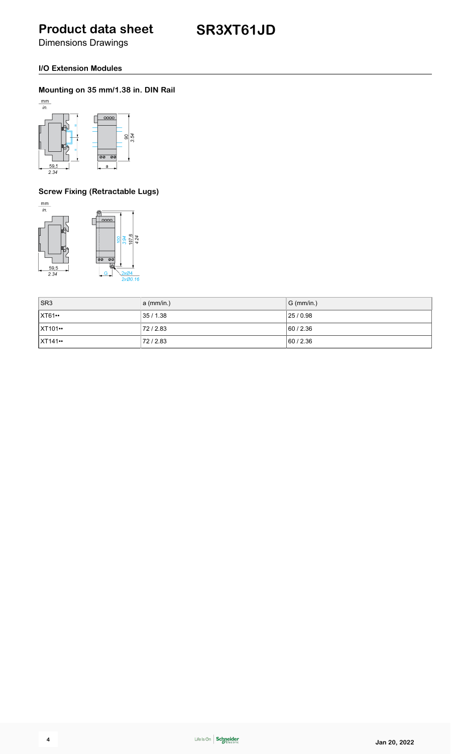# Product data sheet

Dimensions Drawings

## SR3XT61JD

### I/O Extension Modules

#### Mounting on 35 mm/1.38 in. DIN Rail

#### Screw Fixing (Retractable Lugs)

| SR3 | a (mm/in.) | G (mm/in.) |
|---|---|---|
| XT61•• | 35 / 1.38 | 25 / 0.98 |
| XT101•• | 72 / 2.83 | 60 / 2.36 |
| XT141•• | 72 / 2.83 | 60 / 2.36 |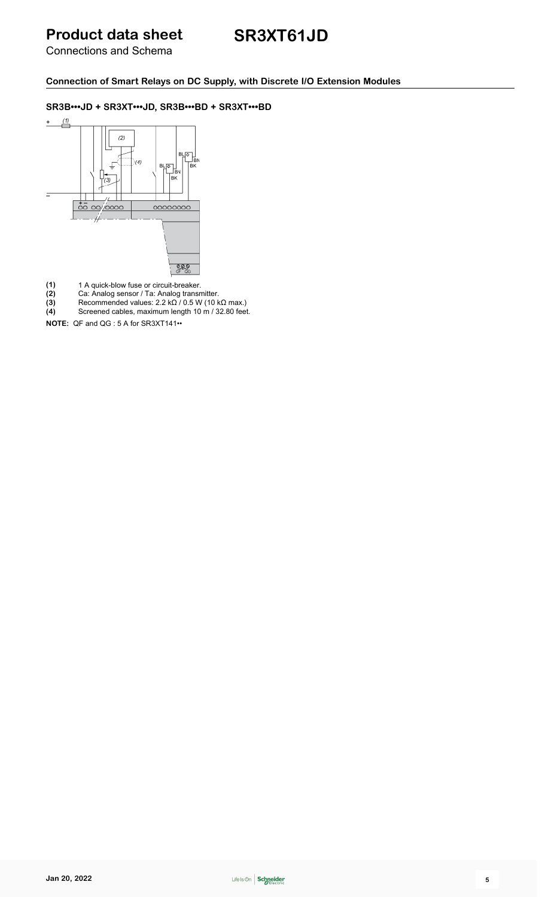# Product data sheet SR3XT61JD

Connections and Schema

## Connection of Smart Relays on DC Supply, with Discrete I/O Extension Modules

### SR3B•••JD + SR3XT•••JD, SR3B•••BD + SR3XT•••BD

**(1)** 1 A quick-blow fuse or circuit-breaker.
**(2)** Ca: Analog sensor / Ta: Analog transmitter.
**(3)** Recommended values: 2.2 kΩ / 0.5 W (10 kΩ max.)
**(4)** Screened cables, maximum length 10 m / 32.80 feet.

**NOTE:** QF and QG : 5 A for SR3XT141••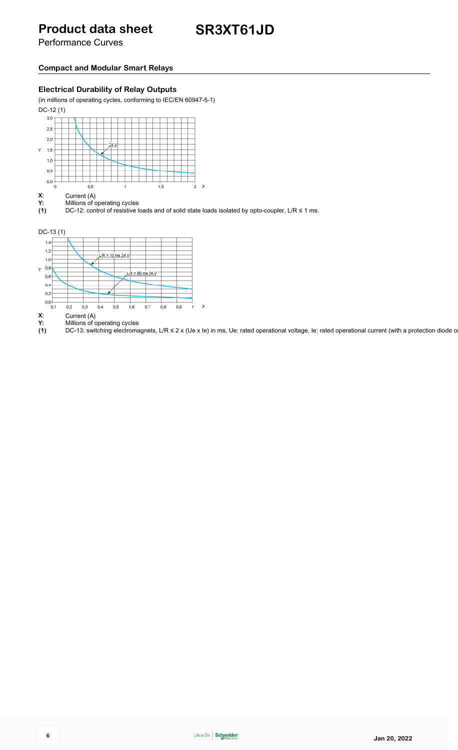# Product data sheet

# SR3XT61JD

Performance Curves

### Compact and Modular Smart Relays

### Electrical Durability of Relay Outputs

(in millions of operating cycles, conforming to IEC/EN 60947-5-1)

DC-12 (1)

3,0
2,5
2,0
Y 1,5
1,0
0,5
0,0
0 0,5 1 1,5 2 X
24 V

**X:** Current (A)
**Y:** Millions of operating cycles
**(1)** DC-12: control of resistive loads and of solid state loads isolated by opto-coupler, L/R ≤ 1 ms.

DC-13 (1)

1,4
1,2
1,0
Y 0,8
0,6
0,4
0,2
0,0
0,1 0,2 0,3 0,4 0,5 0,6 0,7 0,8 0,9 1 X
L/R = 10 ms 24 V
L/R = 60 ms 24 V

**X:** Current (A)
**Y:** Millions of operating cycles
**(1)** DC-13: switching electromagnets, L/R ≤ 2 x (Ue x Ie) in ms, Ue: rated operational voltage, Ie: rated operational current (with a protection diode o